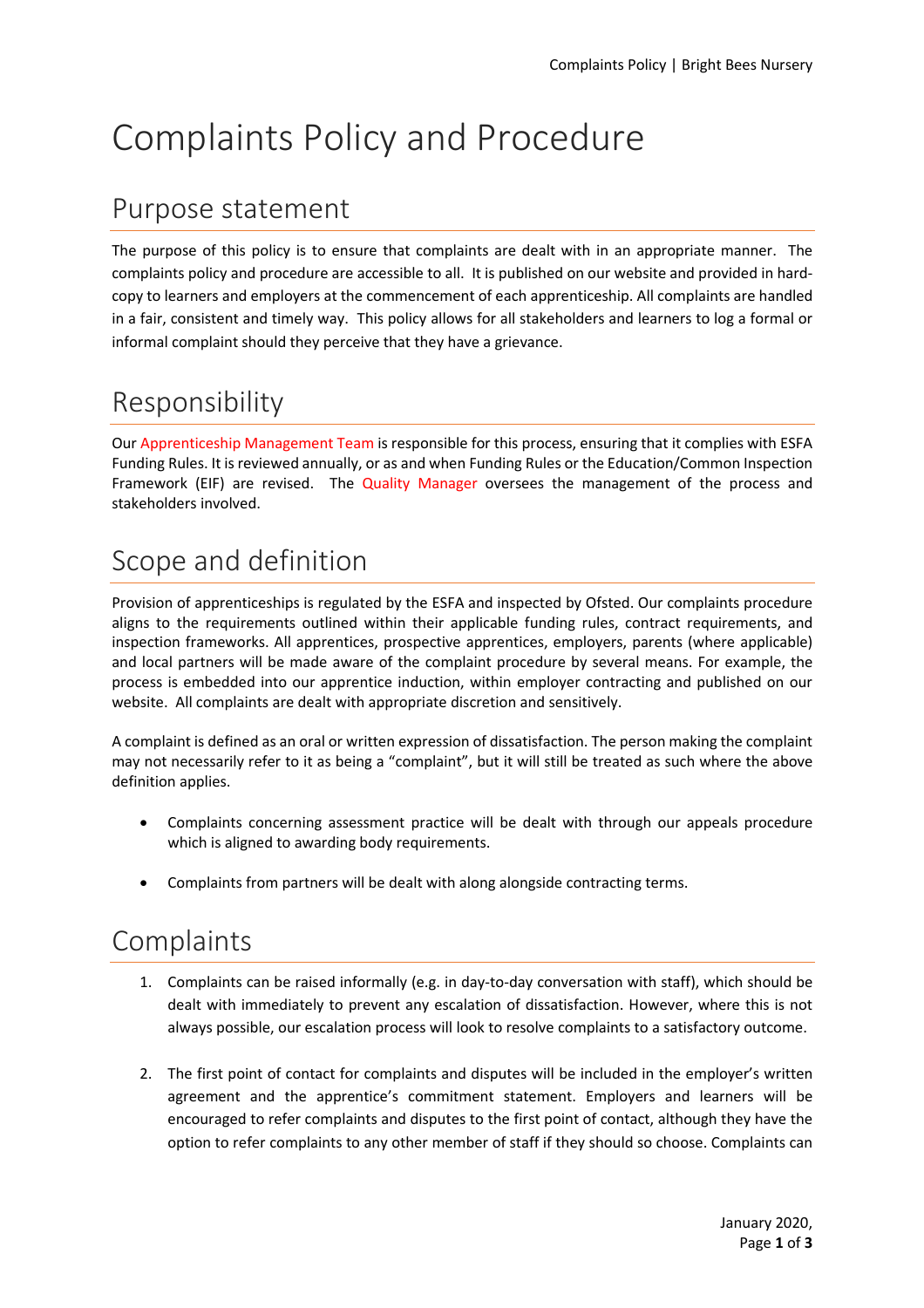# Complaints Policy and Procedure

## Purpose statement

The purpose of this policy is to ensure that complaints are dealt with in an appropriate manner. The complaints policy and procedure are accessible to all. It is published on our website and provided in hard-copy to learners and employers at the commencement of each apprenticeship. All complaints are handled in a fair, consistent and timely way. This policy allows for all stakeholders and learners to log a formal or informal complaint should they perceive that they have a grievance.

## Responsibility

Our Apprenticeship Management Team is responsible for this process, ensuring that it complies with ESFA Funding Rules. It is reviewed annually, or as and when Funding Rules or the Education/Common Inspection Framework (EIF) are revised. The Quality Manager oversees the management of the process and stakeholders involved.

## Scope and definition

Provision of apprenticeships is regulated by the ESFA and inspected by Ofsted. Our complaints procedure aligns to the requirements outlined within their applicable funding rules, contract requirements, and inspection frameworks. All apprentices, prospective apprentices, employers, parents (where applicable) and local partners will be made aware of the complaint procedure by several means. For example, the process is embedded into our apprentice induction, within employer contracting and published on our website. All complaints are dealt with appropriate discretion and sensitively.

A complaint is defined as an oral or written expression of dissatisfaction. The person making the complaint may not necessarily refer to it as being a "complaint", but it will still be treated as such where the above definition applies.

- Complaints concerning assessment practice will be dealt with through our appeals procedure which is aligned to awarding body requirements.
- Complaints from partners will be dealt with along alongside contracting terms.

## Complaints

1. Complaints can be raised informally (e.g. in day-to-day conversation with staff), which should be dealt with immediately to prevent any escalation of dissatisfaction. However, where this is not always possible, our escalation process will look to resolve complaints to a satisfactory outcome.
2. The first point of contact for complaints and disputes will be included in the employer's written agreement and the apprentice's commitment statement. Employers and learners will be encouraged to refer complaints and disputes to the first point of contact, although they have the option to refer complaints to any other member of staff if they should so choose. Complaints can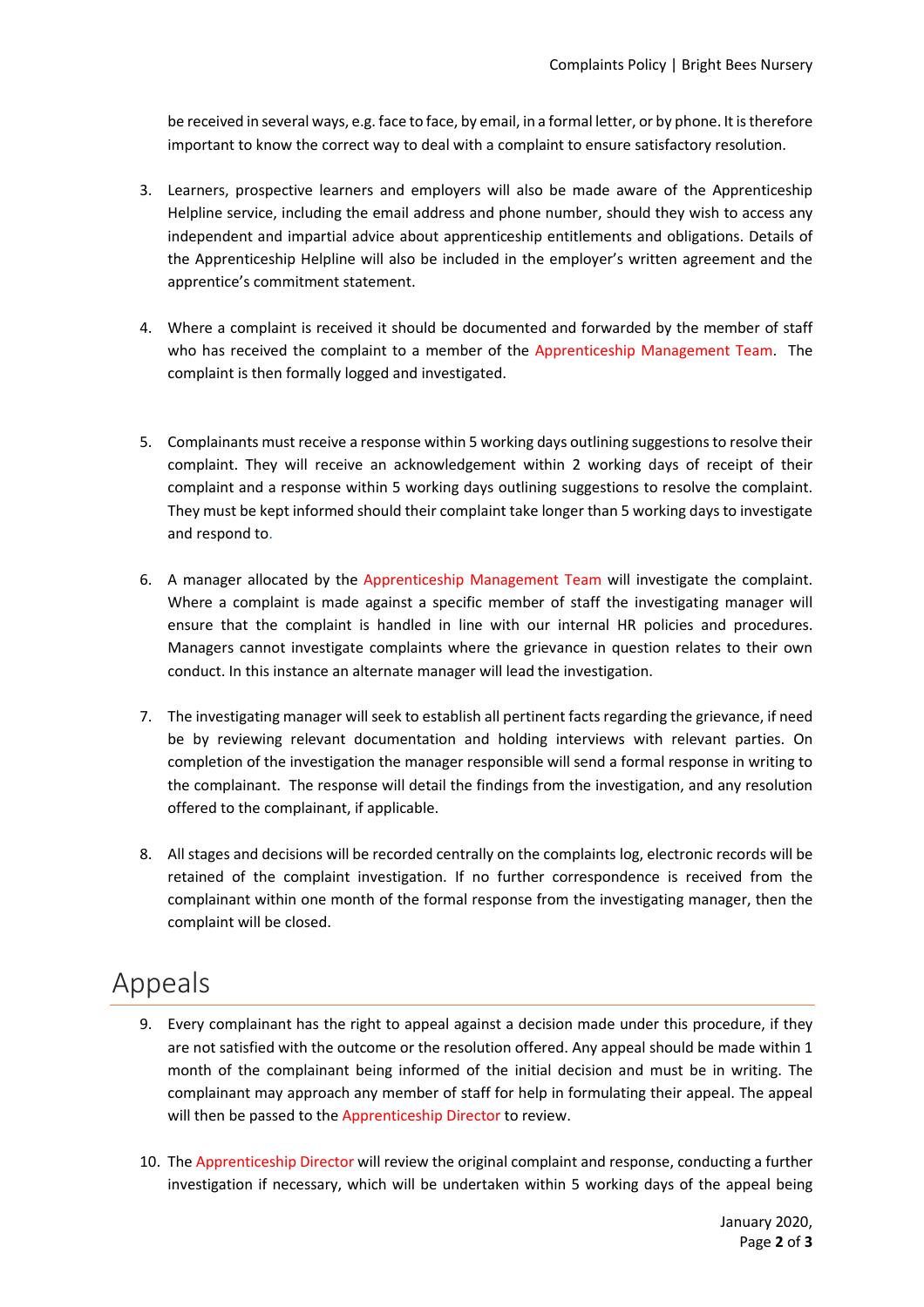be received in several ways, e.g. face to face, by email, in a formal letter, or by phone. It is therefore important to know the correct way to deal with a complaint to ensure satisfactory resolution.

3. Learners, prospective learners and employers will also be made aware of the Apprenticeship Helpline service, including the email address and phone number, should they wish to access any independent and impartial advice about apprenticeship entitlements and obligations. Details of the Apprenticeship Helpline will also be included in the employer's written agreement and the apprentice's commitment statement.

4. Where a complaint is received it should be documented and forwarded by the member of staff who has received the complaint to a member of the Apprenticeship Management Team. The complaint is then formally logged and investigated.

5. Complainants must receive a response within 5 working days outlining suggestions to resolve their complaint. They will receive an acknowledgement within 2 working days of receipt of their complaint and a response within 5 working days outlining suggestions to resolve the complaint. They must be kept informed should their complaint take longer than 5 working days to investigate and respond to.

6. A manager allocated by the Apprenticeship Management Team will investigate the complaint. Where a complaint is made against a specific member of staff the investigating manager will ensure that the complaint is handled in line with our internal HR policies and procedures. Managers cannot investigate complaints where the grievance in question relates to their own conduct. In this instance an alternate manager will lead the investigation.

7. The investigating manager will seek to establish all pertinent facts regarding the grievance, if need be by reviewing relevant documentation and holding interviews with relevant parties. On completion of the investigation the manager responsible will send a formal response in writing to the complainant. The response will detail the findings from the investigation, and any resolution offered to the complainant, if applicable.

8. All stages and decisions will be recorded centrally on the complaints log, electronic records will be retained of the complaint investigation. If no further correspondence is received from the complainant within one month of the formal response from the investigating manager, then the complaint will be closed.

# Appeals

9. Every complainant has the right to appeal against a decision made under this procedure, if they are not satisfied with the outcome or the resolution offered. Any appeal should be made within 1 month of the complainant being informed of the initial decision and must be in writing. The complainant may approach any member of staff for help in formulating their appeal. The appeal will then be passed to the Apprenticeship Director to review.

10. The Apprenticeship Director will review the original complaint and response, conducting a further investigation if necessary, which will be undertaken within 5 working days of the appeal being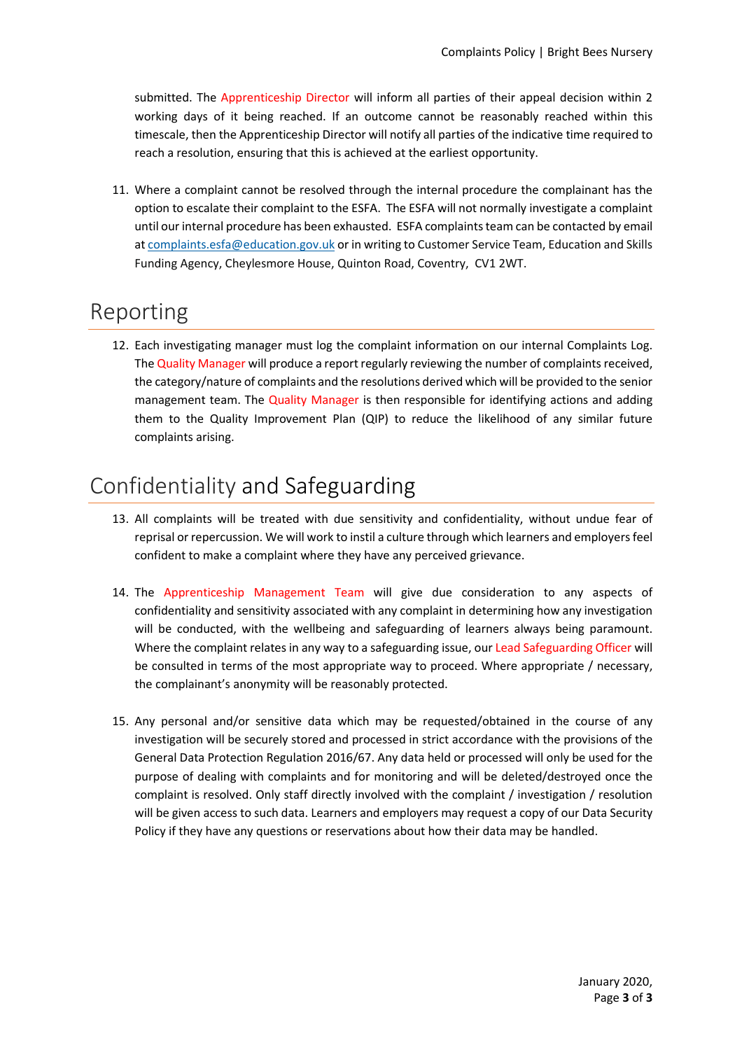submitted. The Apprenticeship Director will inform all parties of their appeal decision within 2 working days of it being reached. If an outcome cannot be reasonably reached within this timescale, then the Apprenticeship Director will notify all parties of the indicative time required to reach a resolution, ensuring that this is achieved at the earliest opportunity.

11. Where a complaint cannot be resolved through the internal procedure the complainant has the option to escalate their complaint to the ESFA. The ESFA will not normally investigate a complaint until our internal procedure has been exhausted. ESFA complaints team can be contacted by email at complaints.esfa@education.gov.uk or in writing to Customer Service Team, Education and Skills Funding Agency, Cheylesmore House, Quinton Road, Coventry, CV1 2WT.

# Reporting

12. Each investigating manager must log the complaint information on our internal Complaints Log. The Quality Manager will produce a report regularly reviewing the number of complaints received, the category/nature of complaints and the resolutions derived which will be provided to the senior management team. The Quality Manager is then responsible for identifying actions and adding them to the Quality Improvement Plan (QIP) to reduce the likelihood of any similar future complaints arising.

# Confidentiality and Safeguarding

13. All complaints will be treated with due sensitivity and confidentiality, without undue fear of reprisal or repercussion. We will work to instil a culture through which learners and employers feel confident to make a complaint where they have any perceived grievance.

14. The Apprenticeship Management Team will give due consideration to any aspects of confidentiality and sensitivity associated with any complaint in determining how any investigation will be conducted, with the wellbeing and safeguarding of learners always being paramount. Where the complaint relates in any way to a safeguarding issue, our Lead Safeguarding Officer will be consulted in terms of the most appropriate way to proceed. Where appropriate / necessary, the complainant's anonymity will be reasonably protected.

15. Any personal and/or sensitive data which may be requested/obtained in the course of any investigation will be securely stored and processed in strict accordance with the provisions of the General Data Protection Regulation 2016/67. Any data held or processed will only be used for the purpose of dealing with complaints and for monitoring and will be deleted/destroyed once the complaint is resolved. Only staff directly involved with the complaint / investigation / resolution will be given access to such data. Learners and employers may request a copy of our Data Security Policy if they have any questions or reservations about how their data may be handled.

January 2020,